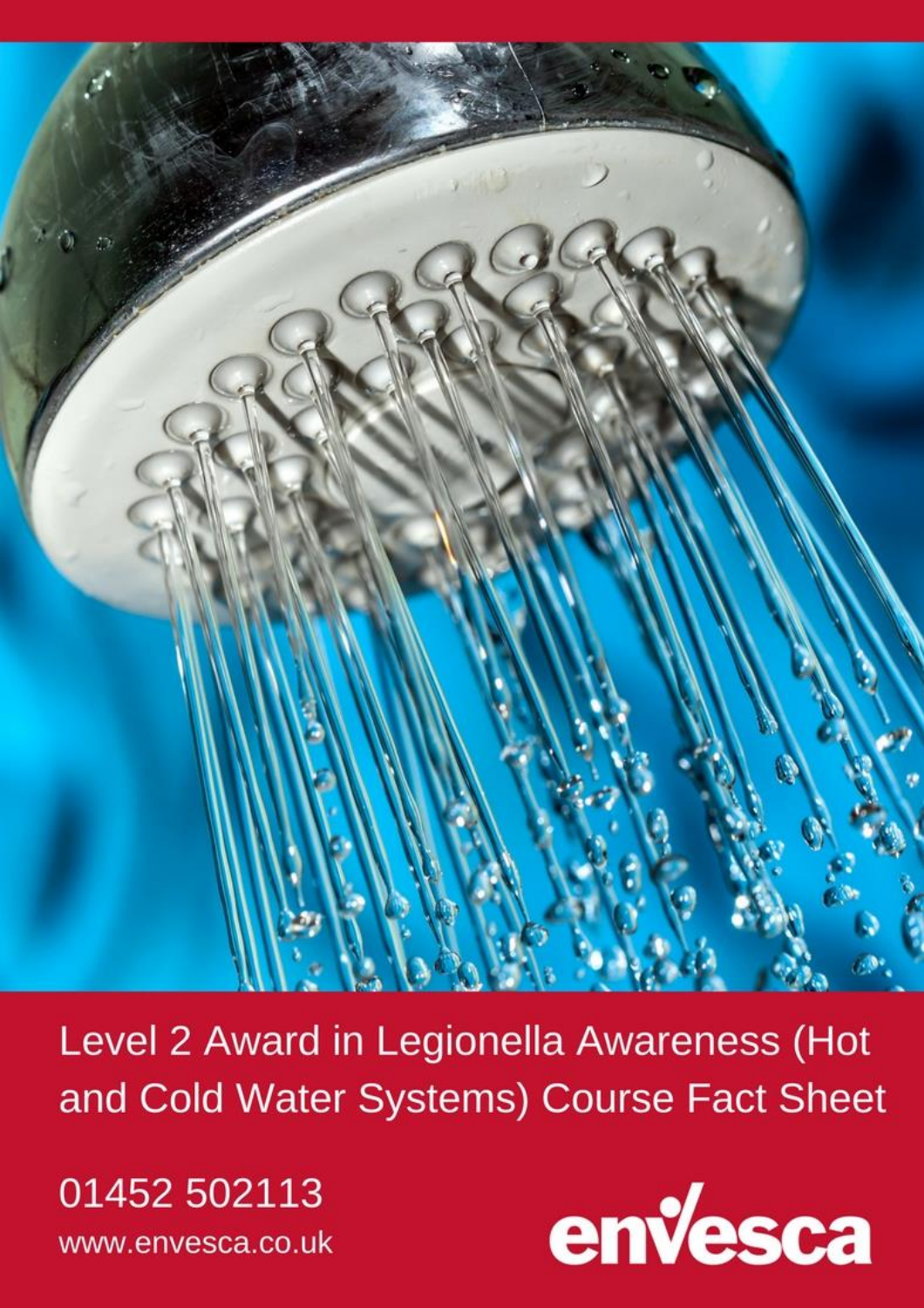# Level 2 Award in Legionella Awareness (Hot and Cold Water Systems) Course Fact Sheet

01452 502113

www.envesca.co.uk

envesca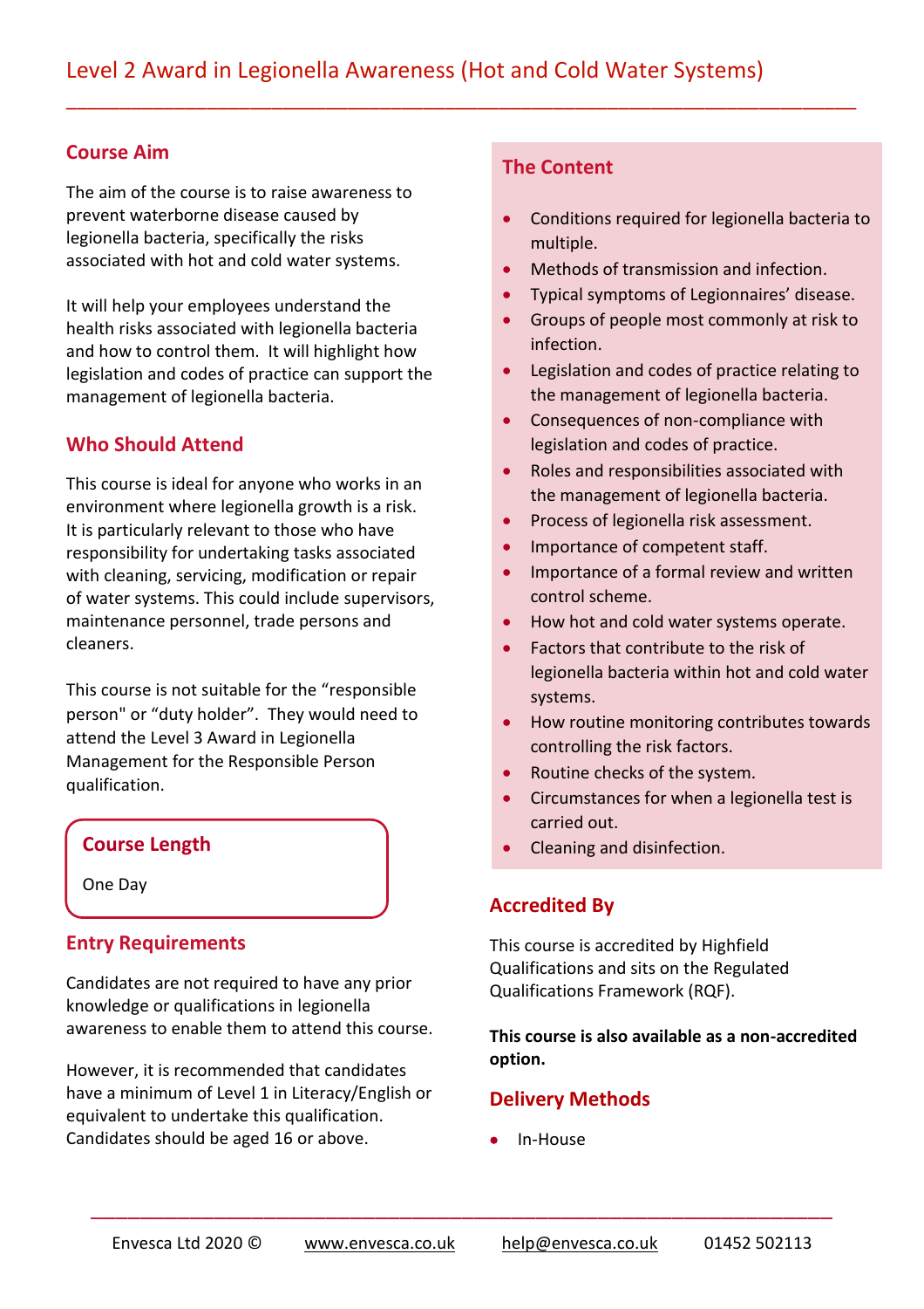# Level 2 Award in Legionella Awareness (Hot and Cold Water Systems)

## Course Aim

The aim of the course is to raise awareness to prevent waterborne disease caused by legionella bacteria, specifically the risks associated with hot and cold water systems.

It will help your employees understand the health risks associated with legionella bacteria and how to control them. It will highlight how legislation and codes of practice can support the management of legionella bacteria.

## Who Should Attend

This course is ideal for anyone who works in an environment where legionella growth is a risk. It is particularly relevant to those who have responsibility for undertaking tasks associated with cleaning, servicing, modification or repair of water systems. This could include supervisors, maintenance personnel, trade persons and cleaners.

This course is not suitable for the “responsible person" or “duty holder”. They would need to attend the Level 3 Award in Legionella Management for the Responsible Person qualification.

## Course Length

One Day

## Entry Requirements

Candidates are not required to have any prior knowledge or qualifications in legionella awareness to enable them to attend this course.

However, it is recommended that candidates have a minimum of Level 1 in Literacy/English or equivalent to undertake this qualification. Candidates should be aged 16 or above.

## The Content

- Conditions required for legionella bacteria to multiple.
- Methods of transmission and infection.
- Typical symptoms of Legionnaires’ disease.
- Groups of people most commonly at risk to infection.
- Legislation and codes of practice relating to the management of legionella bacteria.
- Consequences of non-compliance with legislation and codes of practice.
- Roles and responsibilities associated with the management of legionella bacteria.
- Process of legionella risk assessment.
- Importance of competent staff.
- Importance of a formal review and written control scheme.
- How hot and cold water systems operate.
- Factors that contribute to the risk of legionella bacteria within hot and cold water systems.
- How routine monitoring contributes towards controlling the risk factors.
- Routine checks of the system.
- Circumstances for when a legionella test is carried out.
- Cleaning and disinfection.

## Accredited By

This course is accredited by Highfield Qualifications and sits on the Regulated Qualifications Framework (RQF).

**This course is also available as a non-accredited option.**

## Delivery Methods

- In-House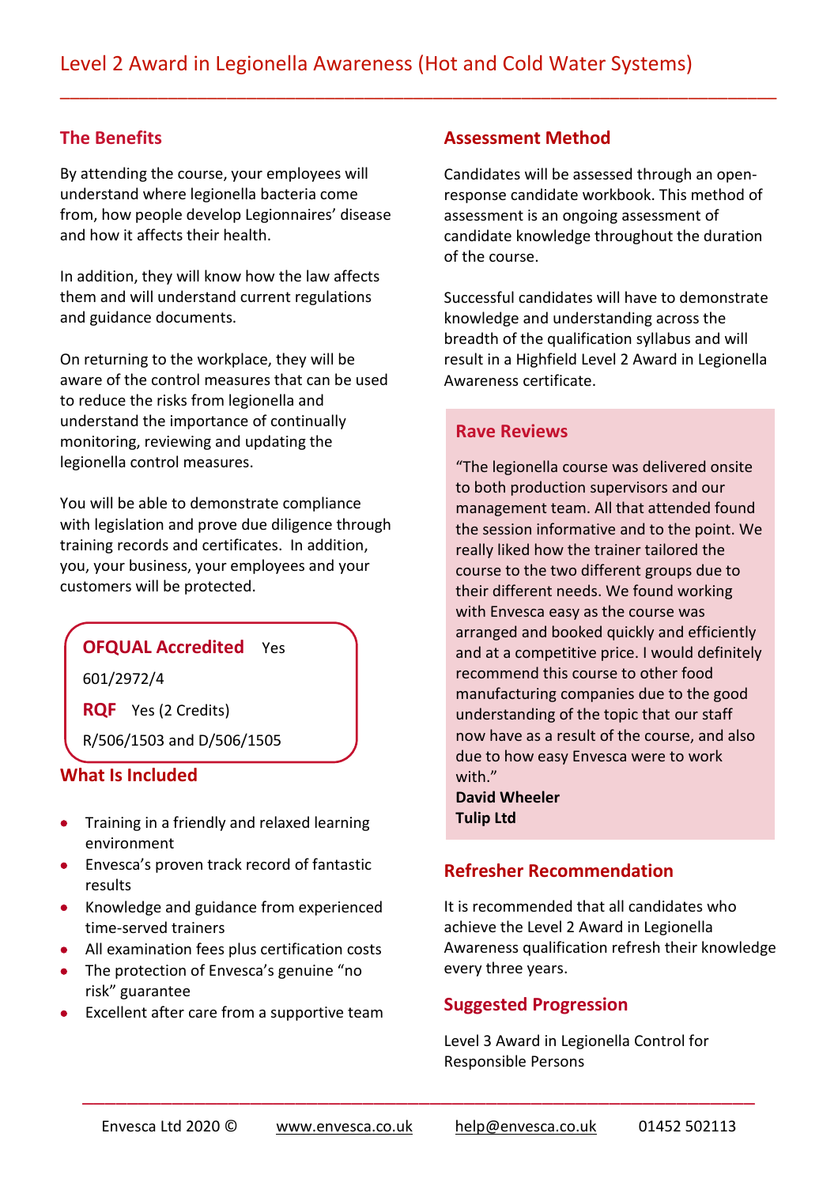# Level 2 Award in Legionella Awareness (Hot and Cold Water Systems)

## The Benefits

By attending the course, your employees will understand where legionella bacteria come from, how people develop Legionnaires' disease and how it affects their health.

In addition, they will know how the law affects them and will understand current regulations and guidance documents.

On returning to the workplace, they will be aware of the control measures that can be used to reduce the risks from legionella and understand the importance of continually monitoring, reviewing and updating the legionella control measures.

You will be able to demonstrate compliance with legislation and prove due diligence through training records and certificates. In addition, you, your business, your employees and your customers will be protected.

**OFQUAL Accredited** Yes

601/2972/4

**RQF** Yes (2 Credits)

R/506/1503 and D/506/1505

## What Is Included

- Training in a friendly and relaxed learning environment
- Envesca's proven track record of fantastic results
- Knowledge and guidance from experienced time-served trainers
- All examination fees plus certification costs
- The protection of Envesca's genuine "no risk" guarantee
- Excellent after care from a supportive team

## Assessment Method

Candidates will be assessed through an open-response candidate workbook. This method of assessment is an ongoing assessment of candidate knowledge throughout the duration of the course.

Successful candidates will have to demonstrate knowledge and understanding across the breadth of the qualification syllabus and will result in a Highfield Level 2 Award in Legionella Awareness certificate.

## Rave Reviews

"The legionella course was delivered onsite to both production supervisors and our management team. All that attended found the session informative and to the point. We really liked how the trainer tailored the course to the two different groups due to their different needs. We found working with Envesca easy as the course was arranged and booked quickly and efficiently and at a competitive price. I would definitely recommend this course to other food manufacturing companies due to the good understanding of the topic that our staff now have as a result of the course, and also due to how easy Envesca were to work with."

**David Wheeler**
**Tulip Ltd**

## Refresher Recommendation

It is recommended that all candidates who achieve the Level 2 Award in Legionella Awareness qualification refresh their knowledge every three years.

## Suggested Progression

Level 3 Award in Legionella Control for Responsible Persons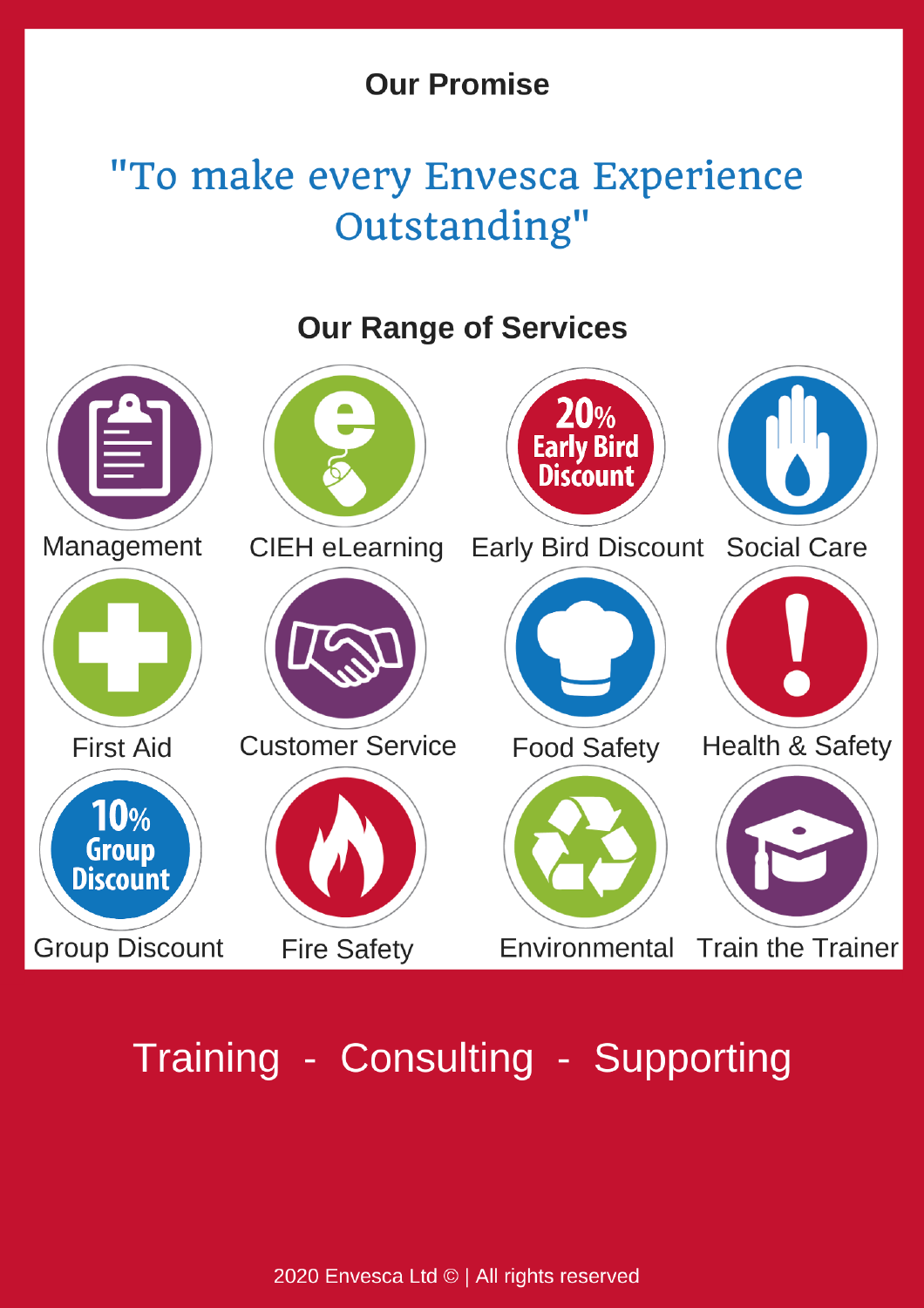## Our Promise

"To make every Envesca Experience Outstanding"

## Our Range of Services

- Management
- CIEH eLearning
- 20% Early Bird Discount — Early Bird Discount
- Social Care
- First Aid
- Customer Service
- Food Safety
- Health & Safety
- 10% Group Discount — Group Discount
- Fire Safety
- Environmental
- Train the Trainer

Training - Consulting - Supporting

2020 Envesca Ltd © | All rights reserved